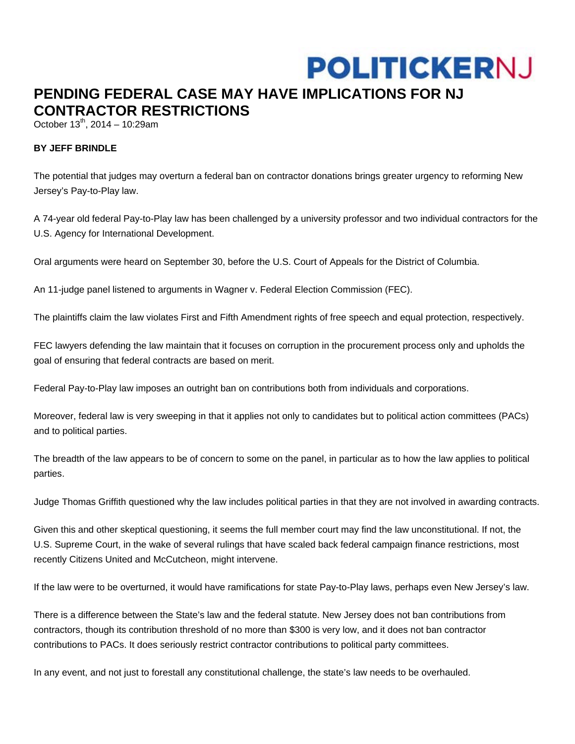POLITICKERNJ

# PENDING FEDERAL CASE MAY HAVE IMPLICATIONS FOR NJ CONTRACTOR RESTRICTIONS

October 13th, 2014 – 10:29am

**BY JEFF BRINDLE**

The potential that judges may overturn a federal ban on contractor donations brings greater urgency to reforming New Jersey's Pay-to-Play law.

A 74-year old federal Pay-to-Play law has been challenged by a university professor and two individual contractors for the U.S. Agency for International Development.

Oral arguments were heard on September 30, before the U.S. Court of Appeals for the District of Columbia.

An 11-judge panel listened to arguments in Wagner v. Federal Election Commission (FEC).

The plaintiffs claim the law violates First and Fifth Amendment rights of free speech and equal protection, respectively.

FEC lawyers defending the law maintain that it focuses on corruption in the procurement process only and upholds the goal of ensuring that federal contracts are based on merit.

Federal Pay-to-Play law imposes an outright ban on contributions both from individuals and corporations.

Moreover, federal law is very sweeping in that it applies not only to candidates but to political action committees (PACs) and to political parties.

The breadth of the law appears to be of concern to some on the panel, in particular as to how the law applies to political parties.

Judge Thomas Griffith questioned why the law includes political parties in that they are not involved in awarding contracts.

Given this and other skeptical questioning, it seems the full member court may find the law unconstitutional. If not, the U.S. Supreme Court, in the wake of several rulings that have scaled back federal campaign finance restrictions, most recently Citizens United and McCutcheon, might intervene.

If the law were to be overturned, it would have ramifications for state Pay-to-Play laws, perhaps even New Jersey's law.

There is a difference between the State's law and the federal statute. New Jersey does not ban contributions from contractors, though its contribution threshold of no more than $300 is very low, and it does not ban contractor contributions to PACs. It does seriously restrict contractor contributions to political party committees.

In any event, and not just to forestall any constitutional challenge, the state's law needs to be overhauled.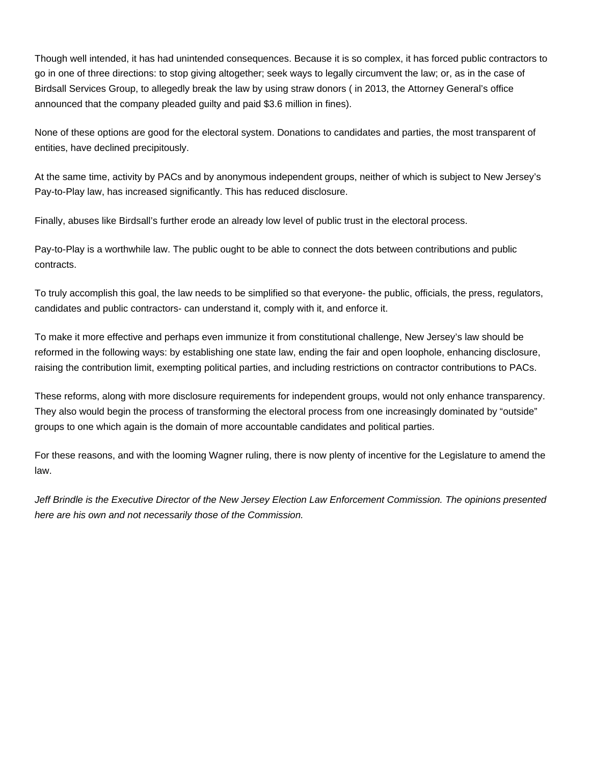Though well intended, it has had unintended consequences. Because it is so complex, it has forced public contractors to go in one of three directions: to stop giving altogether; seek ways to legally circumvent the law; or, as in the case of Birdsall Services Group, to allegedly break the law by using straw donors ( in 2013, the Attorney General's office announced that the company pleaded guilty and paid $3.6 million in fines).

None of these options are good for the electoral system. Donations to candidates and parties, the most transparent of entities, have declined precipitously.

At the same time, activity by PACs and by anonymous independent groups, neither of which is subject to New Jersey's Pay-to-Play law, has increased significantly. This has reduced disclosure.

Finally, abuses like Birdsall's further erode an already low level of public trust in the electoral process.

Pay-to-Play is a worthwhile law. The public ought to be able to connect the dots between contributions and public contracts.

To truly accomplish this goal, the law needs to be simplified so that everyone- the public, officials, the press, regulators, candidates and public contractors- can understand it, comply with it, and enforce it.

To make it more effective and perhaps even immunize it from constitutional challenge, New Jersey's law should be reformed in the following ways: by establishing one state law, ending the fair and open loophole, enhancing disclosure, raising the contribution limit, exempting political parties, and including restrictions on contractor contributions to PACs.

These reforms, along with more disclosure requirements for independent groups, would not only enhance transparency. They also would begin the process of transforming the electoral process from one increasingly dominated by "outside" groups to one which again is the domain of more accountable candidates and political parties.

For these reasons, and with the looming Wagner ruling, there is now plenty of incentive for the Legislature to amend the law.

*Jeff Brindle is the Executive Director of the New Jersey Election Law Enforcement Commission. The opinions presented here are his own and not necessarily those of the Commission.*